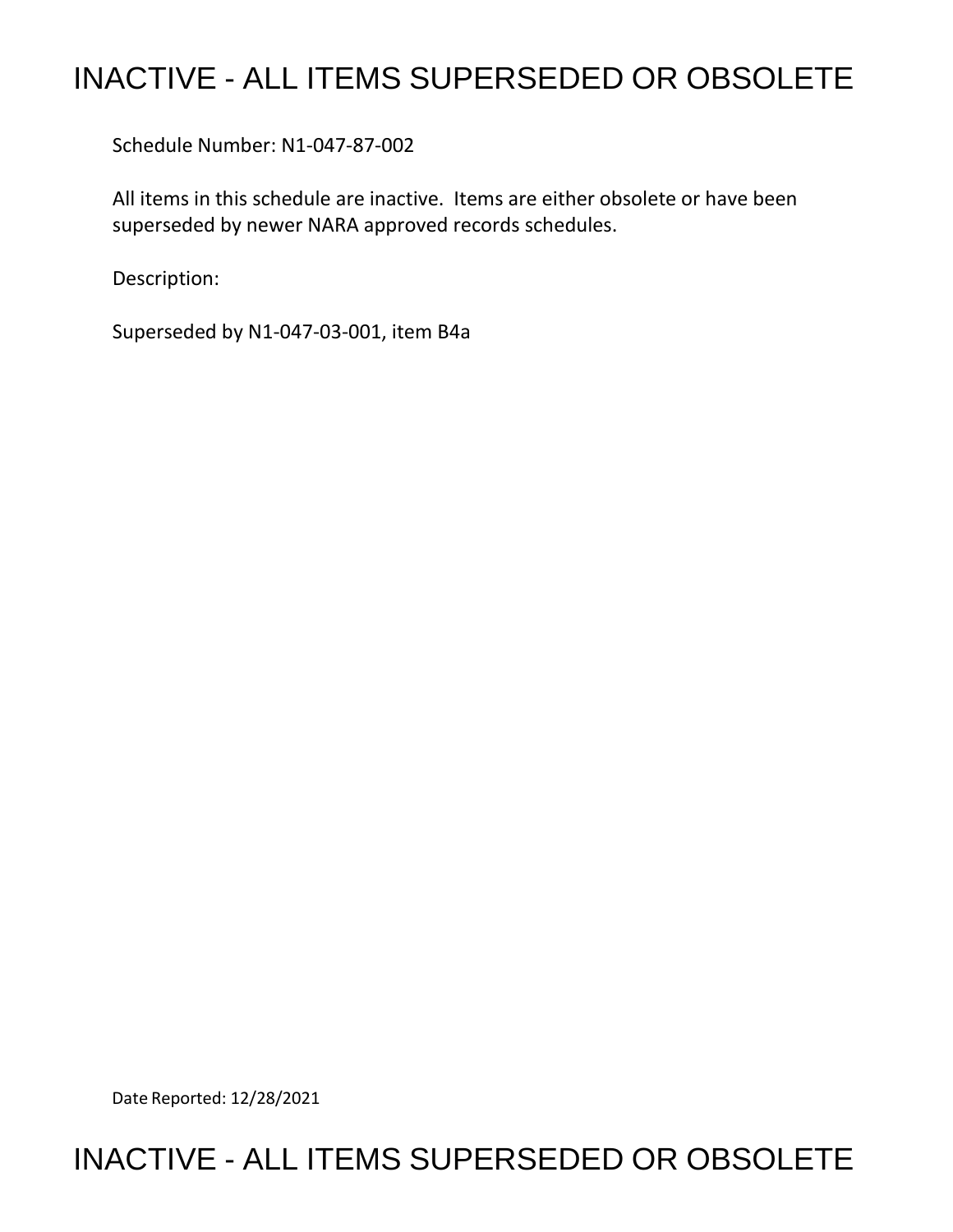# INACTIVE - ALL ITEMS SUPERSEDED OR OBSOLETE

Schedule Number: N1-047-87-002

All items in this schedule are inactive. Items are either obsolete or have been superseded by newer NARA approved records schedules.

Description:

Superseded by N1-047-03-001, item B4a

Date Reported: 12/28/2021

# INACTIVE - ALL ITEMS SUPERSEDED OR OBSOLETE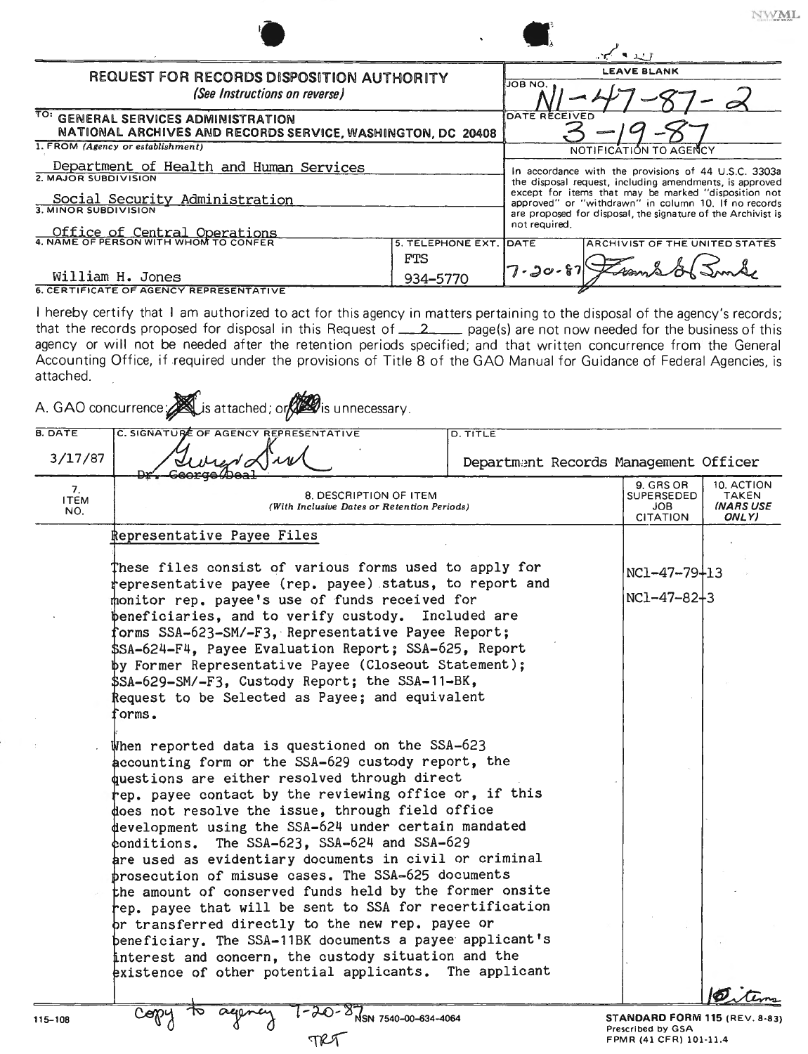NWML

| REQUEST FOR RECORDS DISPOSITION AUTHORITY *(See Instructions on reverse)* | LEAVE BLANK |
|---|---|
| | JOB NO. N1-47-87-2 |
| TO: GENERAL SERVICES ADMINISTRATION NATIONAL ARCHIVES AND RECORDS SERVICE, WASHINGTON, DC 20408 | DATE RECEIVED 3-19-87 |

**1. FROM** *(Agency or establishment)*
Department of Health and Human Services

**2. MAJOR SUBDIVISION**
Social Security Administration

**3. MINOR SUBDIVISION**
Office of Central Operations

**4. NAME OF PERSON WITH WHOM TO CONFER**
William H. Jones

**5. TELEPHONE EXT.**
FTS 934-5770

**NOTIFICATION TO AGENCY**

In accordance with the provisions of 44 U.S.C. 3303a the disposal request, including amendments, is approved except for items that may be marked "disposition not approved" or "withdrawn" in column 10. If no records are proposed for disposal, the signature of the Archivist is not required.

| DATE | ARCHIVIST OF THE UNITED STATES |
|---|---|
| 7-20-87 | [signature] |

**6. CERTIFICATE OF AGENCY REPRESENTATIVE**

I hereby certify that I am authorized to act for this agency in matters pertaining to the disposal of the agency's records; that the records proposed for disposal in this Request of 2 page(s) are not now needed for the business of this agency or will not be needed after the retention periods specified; and that written concurrence from the General Accounting Office, if required under the provisions of Title 8 of the GAO Manual for Guidance of Federal Agencies, is attached.

A. GAO concurrence: ~~is attached~~; or is unnecessary.

| B. DATE | C. SIGNATURE OF AGENCY REPRESENTATIVE | D. TITLE |
|---|---|---|
| 3/17/87 | [signature] Dr. George Deal | Department Records Management Officer |

| 7. ITEM NO. | 8. DESCRIPTION OF ITEM (With Inclusive Dates or Retention Periods) | 9. GRS OR SUPERSEDED JOB CITATION | 10. ACTION TAKEN (NARS USE ONLY) |
|---|---|---|---|
| | Representative Payee Files<br><br>These files consist of various forms used to apply for representative payee (rep. payee) status, to report and monitor rep. payee's use of funds received for beneficiaries, and to verify custody. Included are forms SSA-623-SM/-F3, Representative Payee Report; SSA-624-F4, Payee Evaluation Report; SSA-625, Report by Former Representative Payee (Closeout Statement); SSA-629-SM/-F3, Custody Report; the SSA-11-BK, Request to be Selected as Payee; and equivalent forms.<br><br>When reported data is questioned on the SSA-623 accounting form or the SSA-629 custody report, the questions are either resolved through direct rep. payee contact by the reviewing office or, if this does not resolve the issue, through field office development using the SSA-624 under certain mandated conditions. The SSA-623, SSA-624 and SSA-629 are used as evidentiary documents in civil or criminal prosecution of misuse cases. The SSA-625 documents the amount of conserved funds held by the former onsite rep. payee that will be sent to SSA for recertification or transferred directly to the new rep. payee or beneficiary. The SSA-11BK documents a payee applicant's interest and concern, the custody situation and the existence of other potential applicants. The applicant | NC1-47-79-13<br>NC1-47-82-3 | 10 items |

Copy to agency 7-20-87
TRT

115-108 NSN 7540-00-634-4064 STANDARD FORM 115 (REV. 8-83) Prescribed by GSA FPMR (41 CFR) 101-11.4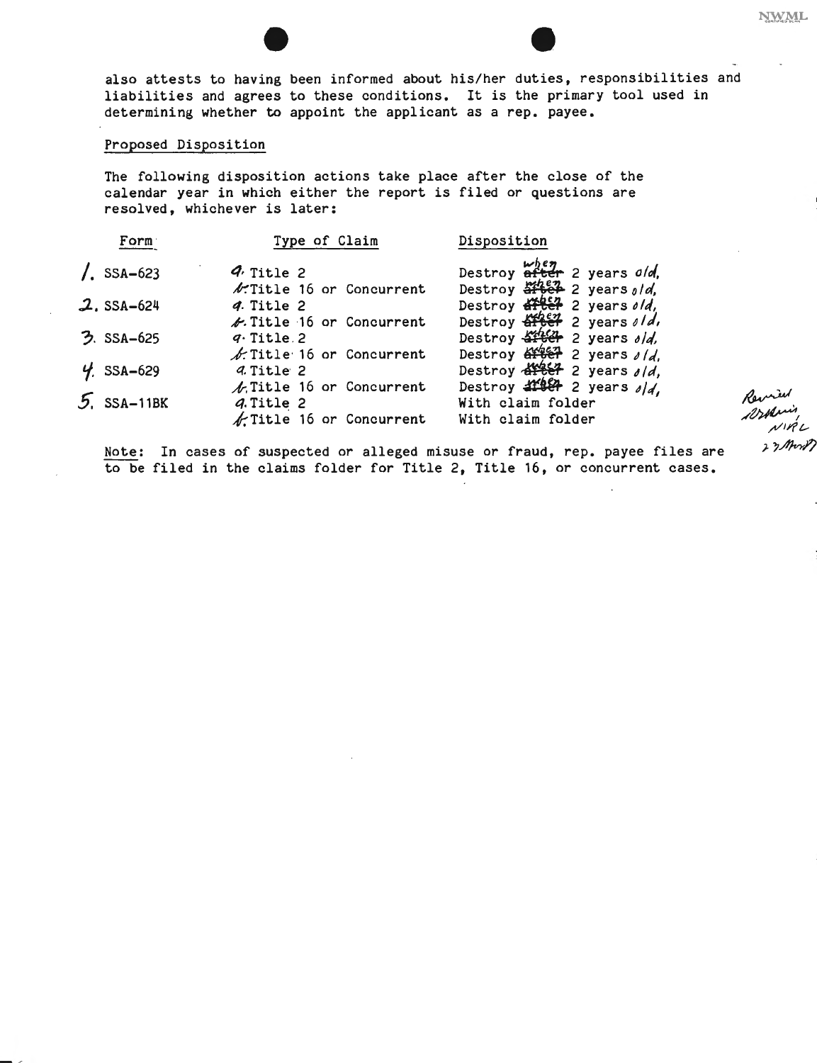also attests to having been informed about his/her duties, responsibilities and liabilities and agrees to these conditions. It is the primary tool used in determining whether to appoint the applicant as a rep. payee.

Proposed Disposition

The following disposition actions take place after the close of the calendar year in which either the report is filed or questions are resolved, whichever is later:

| Form | Type of Claim | Disposition |
|---|---|---|
| 1. SSA-623 | a. Title 2 | Destroy ~~after~~ when 2 years old. |
| | b. Title 16 or Concurrent | Destroy ~~after~~ when 2 years old. |
| 2. SSA-624 | a. Title 2 | Destroy ~~after~~ when 2 years old. |
| | b. Title 16 or Concurrent | Destroy ~~after~~ when 2 years old. |
| 3. SSA-625 | a. Title 2 | Destroy ~~after~~ when 2 years old. |
| | b. Title 16 or Concurrent | Destroy ~~after~~ when 2 years old. |
| 4. SSA-629 | a. Title 2 | Destroy ~~after~~ when 2 years old. |
| | b. Title 16 or Concurrent | Destroy ~~after~~ when 2 years old. |
| 5. SSA-11BK | a. Title 2 | With claim folder |
| | b. Title 16 or Concurrent | With claim folder |

Revised Dzikus, NIRL 27 Mar 87

Note: In cases of suspected or alleged misuse or fraud, rep. payee files are to be filed in the claims folder for Title 2, Title 16, or concurrent cases.